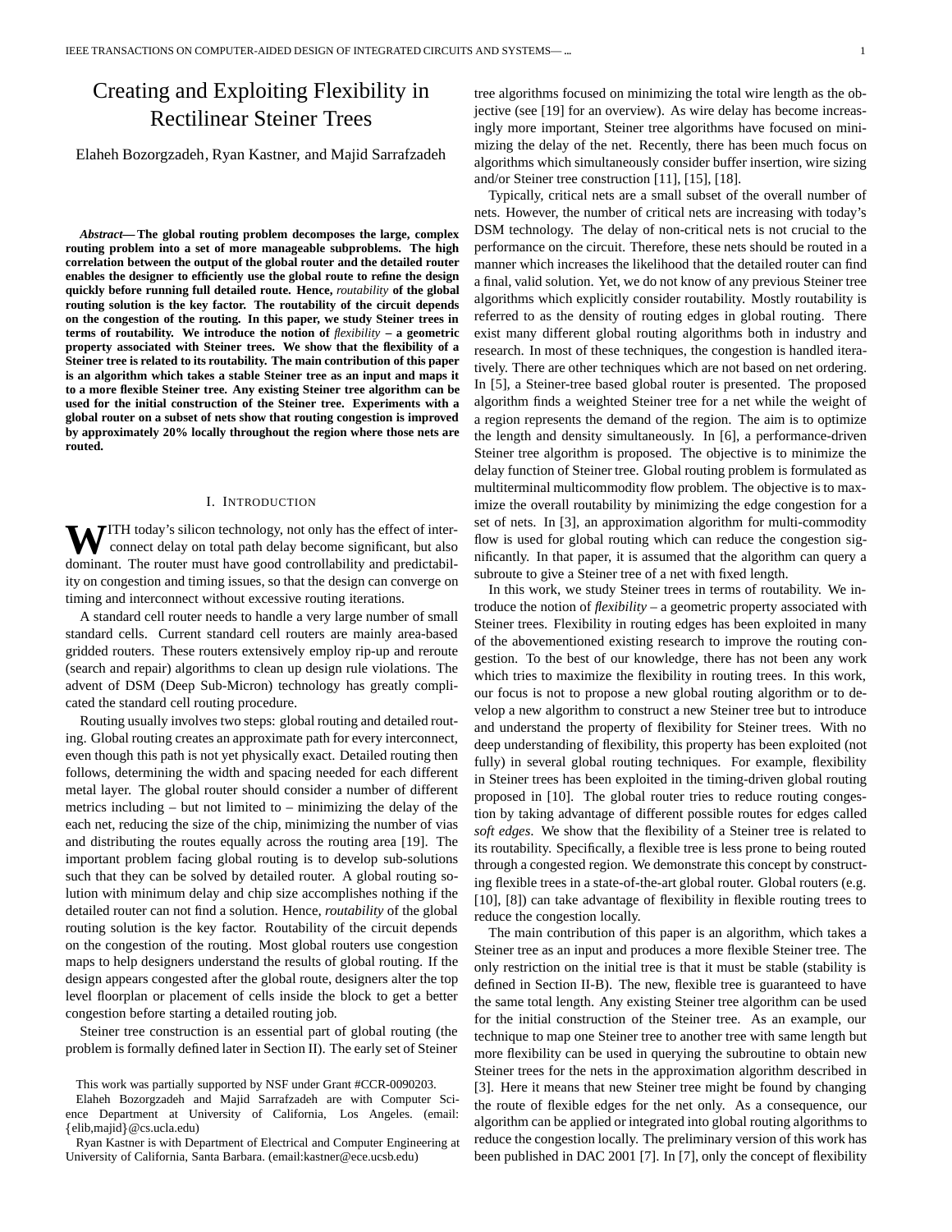# Creating and Exploiting Flexibility in Rectilinear Steiner Trees

Elaheh Bozorgzadeh, Ryan Kastner, and Majid Sarrafzadeh

***Abstract*— The global routing problem decomposes the large, complex routing problem into a set of more manageable subproblems. The high correlation between the output of the global router and the detailed router enables the designer to efficiently use the global route to refine the design quickly before running full detailed route. Hence, *routability* of the global routing solution is the key factor. The routability of the circuit depends on the congestion of the routing. In this paper, we study Steiner trees in terms of routability. We introduce the notion of *flexibility* – a geometric property associated with Steiner trees. We show that the flexibility of a Steiner tree is related to its routability. The main contribution of this paper is an algorithm which takes a stable Steiner tree as an input and maps it to a more flexible Steiner tree. Any existing Steiner tree algorithm can be used for the initial construction of the Steiner tree. Experiments with a global router on a subset of nets show that routing congestion is improved by approximately 20% locally throughout the region where those nets are routed.**

## I. Introduction

With today's silicon technology, not only has the effect of interconnect delay on total path delay become significant, but also dominant. The router must have good controllability and predictability on congestion and timing issues, so that the design can converge on timing and interconnect without excessive routing iterations.

A standard cell router needs to handle a very large number of small standard cells. Current standard cell routers are mainly area-based gridded routers. These routers extensively employ rip-up and reroute (search and repair) algorithms to clean up design rule violations. The advent of DSM (Deep Sub-Micron) technology has greatly complicated the standard cell routing procedure.

Routing usually involves two steps: global routing and detailed routing. Global routing creates an approximate path for every interconnect, even though this path is not yet physically exact. Detailed routing then follows, determining the width and spacing needed for each different metal layer. The global router should consider a number of different metrics including – but not limited to – minimizing the delay of the each net, reducing the size of the chip, minimizing the number of vias and distributing the routes equally across the routing area [19]. The important problem facing global routing is to develop sub-solutions such that they can be solved by detailed router. A global routing solution with minimum delay and chip size accomplishes nothing if the detailed router can not find a solution. Hence, *routability* of the global routing solution is the key factor. Routability of the circuit depends on the congestion of the routing. Most global routers use congestion maps to help designers understand the results of global routing. If the design appears congested after the global route, designers alter the top level floorplan or placement of cells inside the block to get a better congestion before starting a detailed routing job.

Steiner tree construction is an essential part of global routing (the problem is formally defined later in Section II). The early set of Steiner tree algorithms focused on minimizing the total wire length as the objective (see [19] for an overview). As wire delay has become increasingly more important, Steiner tree algorithms have focused on minimizing the delay of the net. Recently, there has been much focus on algorithms which simultaneously consider buffer insertion, wire sizing and/or Steiner tree construction [11], [15], [18].

Typically, critical nets are a small subset of the overall number of nets. However, the number of critical nets are increasing with today's DSM technology. The delay of non-critical nets is not crucial to the performance on the circuit. Therefore, these nets should be routed in a manner which increases the likelihood that the detailed router can find a final, valid solution. Yet, we do not know of any previous Steiner tree algorithms which explicitly consider routability. Mostly routability is referred to as the density of routing edges in global routing. There exist many different global routing algorithms both in industry and research. In most of these techniques, the congestion is handled iteratively. There are other techniques which are not based on net ordering. In [5], a Steiner-tree based global router is presented. The proposed algorithm finds a weighted Steiner tree for a net while the weight of a region represents the demand of the region. The aim is to optimize the length and density simultaneously. In [6], a performance-driven Steiner tree algorithm is proposed. The objective is to minimize the delay function of Steiner tree. Global routing problem is formulated as multiterminal multicommodity flow problem. The objective is to maximize the overall routability by minimizing the edge congestion for a set of nets. In [3], an approximation algorithm for multi-commodity flow is used for global routing which can reduce the congestion significantly. In that paper, it is assumed that the algorithm can query a subroute to give a Steiner tree of a net with fixed length.

In this work, we study Steiner trees in terms of routability. We introduce the notion of *flexibility* – a geometric property associated with Steiner trees. Flexibility in routing edges has been exploited in many of the abovementioned existing research to improve the routing congestion. To the best of our knowledge, there has not been any work which tries to maximize the flexibility in routing trees. In this work, our focus is not to propose a new global routing algorithm or to develop a new algorithm to construct a new Steiner tree but to introduce and understand the property of flexibility for Steiner trees. With no deep understanding of flexibility, this property has been exploited (not fully) in several global routing techniques. For example, flexibility in Steiner trees has been exploited in the timing-driven global routing proposed in [10]. The global router tries to reduce routing congestion by taking advantage of different possible routes for edges called *soft edges*. We show that the flexibility of a Steiner tree is related to its routability. Specifically, a flexible tree is less prone to being routed through a congested region. We demonstrate this concept by constructing flexible trees in a state-of-the-art global router. Global routers (e.g. [10], [8]) can take advantage of flexibility in flexible routing trees to reduce the congestion locally.

The main contribution of this paper is an algorithm, which takes a Steiner tree as an input and produces a more flexible Steiner tree. The only restriction on the initial tree is that it must be stable (stability is defined in Section II-B). The new, flexible tree is guaranteed to have the same total length. Any existing Steiner tree algorithm can be used for the initial construction of the Steiner tree. As an example, our technique to map one Steiner tree to another tree with same length but more flexibility can be used in querying the subroutine to obtain new Steiner trees for the nets in the approximation algorithm described in [3]. Here it means that new Steiner tree might be found by changing the route of flexible edges for the net only. As a consequence, our algorithm can be applied or integrated into global routing algorithms to reduce the congestion locally. The preliminary version of this work has been published in DAC 2001 [7]. In [7], only the concept of flexibility

---

This work was partially supported by NSF under Grant #CCR-0090203.

Elaheh Bozorgzadeh and Majid Sarrafzadeh are with Computer Science Department at University of California, Los Angeles. (email: {elib,majid}@cs.ucla.edu)

Ryan Kastner is with Department of Electrical and Computer Engineering at University of California, Santa Barbara. (email:kastner@ece.ucsb.edu)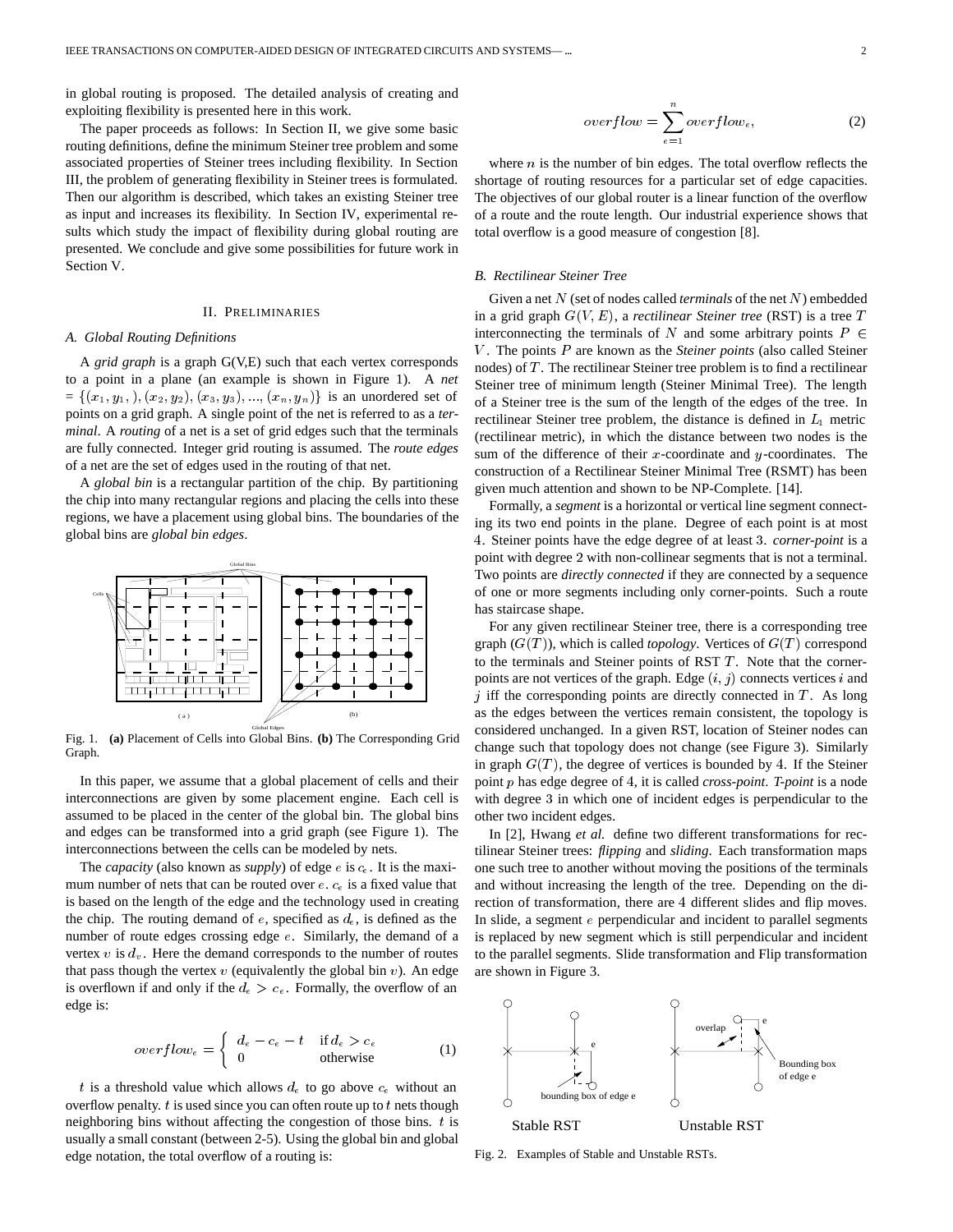in global routing is proposed. The detailed analysis of creating and exploiting flexibility is presented here in this work.

The paper proceeds as follows: In Section II, we give some basic routing definitions, define the minimum Steiner tree problem and some associated properties of Steiner trees including flexibility. In Section III, the problem of generating flexibility in Steiner trees is formulated. Then our algorithm is described, which takes an existing Steiner tree as input and increases its flexibility. In Section IV, experimental results which study the impact of flexibility during global routing are presented. We conclude and give some possibilities for future work in Section V.

## II. Preliminaries

### A. Global Routing Definitions

A *grid graph* is a graph G(V,E) such that each vertex corresponds to a point in a plane (an example is shown in Figure 1). A *net* = $\{(x_1, y_1,), (x_2, y_2), (x_3, y_3), ..., (x_n, y_n)\}$ is an unordered set of points on a grid graph. A single point of the net is referred to as a *terminal*. A *routing* of a net is a set of grid edges such that the terminals are fully connected. Integer grid routing is assumed. The *route edges* of a net are the set of edges used in the routing of that net.

A *global bin* is a rectangular partition of the chip. By partitioning the chip into many rectangular regions and placing the cells into these regions, we have a placement using global bins. The boundaries of the global bins are *global bin edges*.

Fig. 1. **(a)** Placement of Cells into Global Bins. **(b)** The Corresponding Grid Graph.

In this paper, we assume that a global placement of cells and their interconnections are given by some placement engine. Each cell is assumed to be placed in the center of the global bin. The global bins and edges can be transformed into a grid graph (see Figure 1). The interconnections between the cells can be modeled by nets.

The *capacity* (also known as *supply*) of edge $e$ is $c_e$. It is the maximum number of nets that can be routed over $e$. $c_e$ is a fixed value that is based on the length of the edge and the technology used in creating the chip. The routing demand of $e$, specified as $d_e$, is defined as the number of route edges crossing edge $e$. Similarly, the demand of a vertex $v$ is $d_v$. Here the demand corresponds to the number of routes that pass though the vertex $v$ (equivalently the global bin $v$). An edge is overflown if and only if the $d_e > c_e$. Formally, the overflow of an edge is:

$$overflow_e = \begin{cases} d_e - c_e - t & \text{if } d_e > c_e \\ 0 & \text{otherwise} \end{cases} \quad (1)$$

$t$ is a threshold value which allows $d_e$ to go above $c_e$ without an overflow penalty. $t$ is used since you can often route up to $t$ nets though neighboring bins without affecting the congestion of those bins. $t$ is usually a small constant (between 2-5). Using the global bin and global edge notation, the total overflow of a routing is:

$$overflow = \sum_{e=1}^{n} overflow_e, \quad (2)$$

where $n$ is the number of bin edges. The total overflow reflects the shortage of routing resources for a particular set of edge capacities. The objectives of our global router is a linear function of the overflow of a route and the route length. Our industrial experience shows that total overflow is a good measure of congestion [8].

### B. Rectilinear Steiner Tree

Given a net $N$ (set of nodes called *terminals* of the net $N$) embedded in a grid graph $G(V, E)$, a *rectilinear Steiner tree* (RST) is a tree $T$ interconnecting the terminals of $N$ and some arbitrary points $P \in V$. The points $P$ are known as the *Steiner points* (also called Steiner nodes) of $T$. The rectilinear Steiner tree problem is to find a rectilinear Steiner tree of minimum length (Steiner Minimal Tree). The length of a Steiner tree is the sum of the length of the edges of the tree. In rectilinear Steiner tree problem, the distance is defined in $L_1$ metric (rectilinear metric), in which the distance between two nodes is the sum of the difference of their $x$-coordinate and $y$-coordinates. The construction of a Rectilinear Steiner Minimal Tree (RSMT) has been given much attention and shown to be NP-Complete. [14].

Formally, a *segment* is a horizontal or vertical line segment connecting its two end points in the plane. Degree of each point is at most 4. Steiner points have the edge degree of at least 3. *corner-point* is a point with degree 2 with non-collinear segments that is not a terminal. Two points are *directly connected* if they are connected by a sequence of one or more segments including only corner-points. Such a route has staircase shape.

For any given rectilinear Steiner tree, there is a corresponding tree graph ($G(T)$), which is called *topology*. Vertices of $G(T)$ correspond to the terminals and Steiner points of RST $T$. Note that the corner-points are not vertices of the graph. Edge $(i, j)$ connects vertices $i$ and $j$ iff the corresponding points are directly connected in $T$. As long as the edges between the vertices remain consistent, the topology is considered unchanged. In a given RST, location of Steiner nodes can change such that topology does not change (see Figure 3). Similarly in graph $G(T)$, the degree of vertices is bounded by 4. If the Steiner point $p$ has edge degree of 4, it is called *cross-point*. *T-point* is a node with degree 3 in which one of incident edges is perpendicular to the other two incident edges.

In [2], Hwang *et al.* define two different transformations for rectilinear Steiner trees: *flipping* and *sliding*. Each transformation maps one such tree to another without moving the positions of the terminals and without increasing the length of the tree. Depending on the direction of transformation, there are 4 different slides and flip moves. In slide, a segment $e$ perpendicular and incident to parallel segments is replaced by new segment which is still perpendicular and incident to the parallel segments. Slide transformation and Flip transformation are shown in Figure 3.

Fig. 2. Examples of Stable and Unstable RSTs.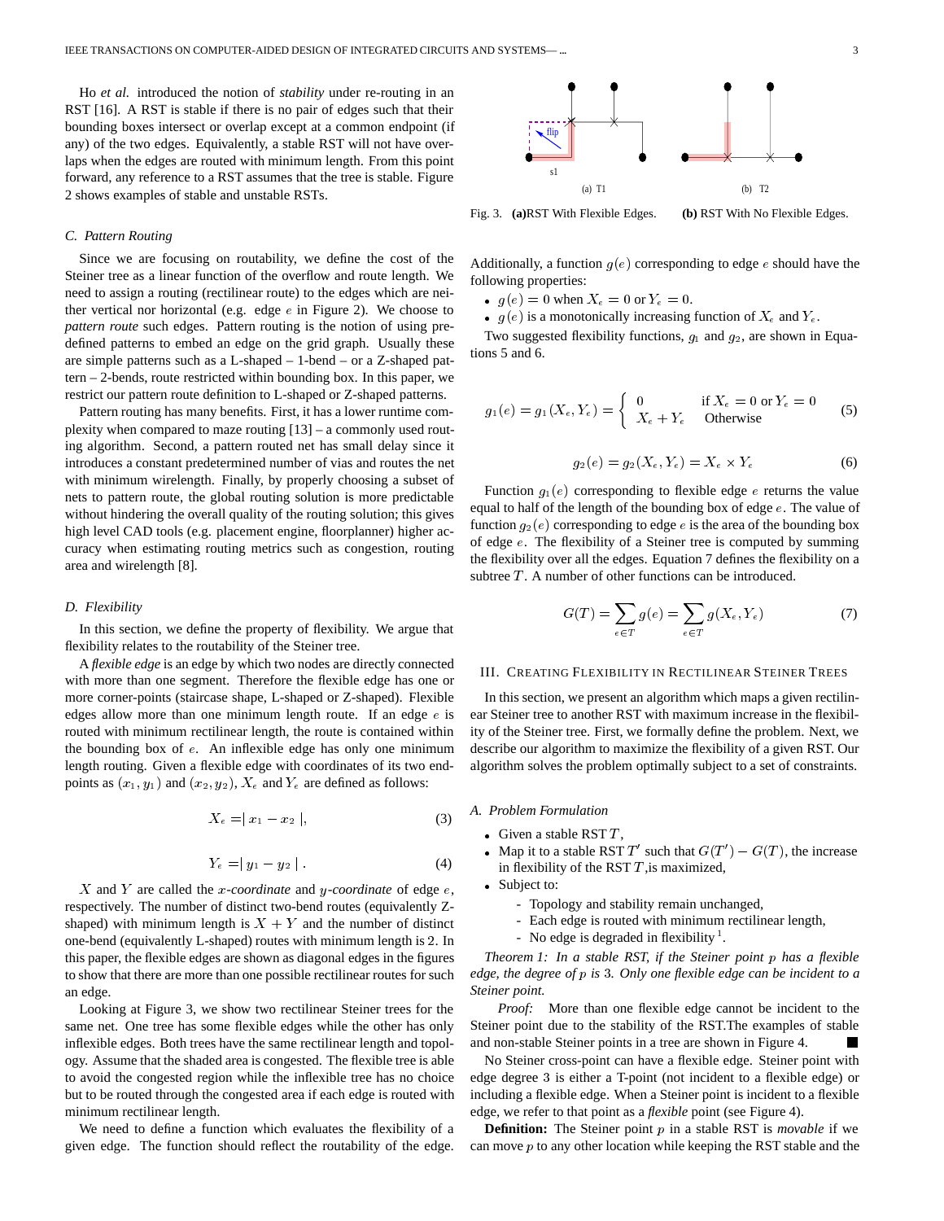Ho *et al.* introduced the notion of *stability* under re-routing in an RST [16]. A RST is stable if there is no pair of edges such that their bounding boxes intersect or overlap except at a common endpoint (if any) of the two edges. Equivalently, a stable RST will not have overlaps when the edges are routed with minimum length. From this point forward, any reference to a RST assumes that the tree is stable. Figure 2 shows examples of stable and unstable RSTs.

### C. Pattern Routing

Since we are focusing on routability, we define the cost of the Steiner tree as a linear function of the overflow and route length. We need to assign a routing (rectilinear route) to the edges which are neither vertical nor horizontal (e.g. edge $e$ in Figure 2). We choose to *pattern route* such edges. Pattern routing is the notion of using predefined patterns to embed an edge on the grid graph. Usually these are simple patterns such as a L-shaped – 1-bend – or a Z-shaped pattern – 2-bends, route restricted within bounding box. In this paper, we restrict our pattern route definition to L-shaped or Z-shaped patterns.

Pattern routing has many benefits. First, it has a lower runtime complexity when compared to maze routing [13] – a commonly used routing algorithm. Second, a pattern routed net has small delay since it introduces a constant predetermined number of vias and routes the net with minimum wirelength. Finally, by properly choosing a subset of nets to pattern route, the global routing solution is more predictable without hindering the overall quality of the routing solution; this gives high level CAD tools (e.g. placement engine, floorplanner) higher accuracy when estimating routing metrics such as congestion, routing area and wirelength [8].

### D. Flexibility

In this section, we define the property of flexibility. We argue that flexibility relates to the routability of the Steiner tree.

A *flexible edge* is an edge by which two nodes are directly connected with more than one segment. Therefore the flexible edge has one or more corner-points (staircase shape, L-shaped or Z-shaped). Flexible edges allow more than one minimum length route. If an edge $e$ is routed with minimum rectilinear length, the route is contained within the bounding box of $e$. An inflexible edge has only one minimum length routing. Given a flexible edge with coordinates of its two endpoints as $(x_1, y_1)$ and $(x_2, y_2)$, $X_e$ and $Y_e$ are defined as follows:

$$X_e = \mid x_1 - x_2 \mid, \tag{3}$$

$$Y_e = \mid y_1 - y_2 \mid. \tag{4}$$

$X$ and $Y$ are called the $x$-*coordinate* and $y$-*coordinate* of edge $e$, respectively. The number of distinct two-bend routes (equivalently Z-shaped) with minimum length is $X + Y$ and the number of distinct one-bend (equivalently L-shaped) routes with minimum length is 2. In this paper, the flexible edges are shown as diagonal edges in the figures to show that there are more than one possible rectilinear routes for such an edge.

Looking at Figure 3, we show two rectilinear Steiner trees for the same net. One tree has some flexible edges while the other has only inflexible edges. Both trees have the same rectilinear length and topology. Assume that the shaded area is congested. The flexible tree is able to avoid the congested region while the inflexible tree has no choice but to be routed through the congested area if each edge is routed with minimum rectilinear length.

We need to define a function which evaluates the flexibility of a given edge. The function should reflect the routability of the edge.

Fig. 3. **(a)**RST With Flexible Edges. **(b)** RST With No Flexible Edges.

Additionally, a function $g(e)$ corresponding to edge $e$ should have the following properties:

- $g(e) = 0$ when $X_e = 0$ or $Y_e = 0$.
- $g(e)$ is a monotonically increasing function of $X_e$ and $Y_e$.

Two suggested flexibility functions, $g_1$ and $g_2$, are shown in Equations 5 and 6.

$$g_1(e) = g_1(X_e, Y_e) = \begin{cases} 0 & \text{if } X_e = 0 \text{ or } Y_e = 0 \\ X_e + Y_e & \text{Otherwise} \end{cases} \tag{5}$$

$$g_2(e) = g_2(X_e, Y_e) = X_e \times Y_e \tag{6}$$

Function $g_1(e)$ corresponding to flexible edge $e$ returns the value equal to half of the length of the bounding box of edge $e$. The value of function $g_2(e)$ corresponding to edge $e$ is the area of the bounding box of edge $e$. The flexibility of a Steiner tree is computed by summing the flexibility over all the edges. Equation 7 defines the flexibility on a subtree $T$. A number of other functions can be introduced.

$$G(T) = \sum_{e \in T} g(e) = \sum_{e \in T} g(X_e, Y_e) \tag{7}$$

## III. Creating Flexibility in Rectilinear Steiner Trees

In this section, we present an algorithm which maps a given rectilinear Steiner tree to another RST with maximum increase in the flexibility of the Steiner tree. First, we formally define the problem. Next, we describe our algorithm to maximize the flexibility of a given RST. Our algorithm solves the problem optimally subject to a set of constraints.

### A. Problem Formulation

- Given a stable RST $T$,
- Map it to a stable RST $T'$ such that $G(T') - G(T)$, the increase in flexibility of the RST $T$, is maximized,
- Subject to:
  - Topology and stability remain unchanged,
  - Each edge is routed with minimum rectilinear length,
  - No edge is degraded in flexibility [1].

*Theorem 1: In a stable RST, if the Steiner point $p$ has a flexible edge, the degree of $p$ is 3. Only one flexible edge can be incident to a Steiner point.*

*Proof:* More than one flexible edge cannot be incident to the Steiner point due to the stability of the RST.The examples of stable and non-stable Steiner points in a tree are shown in Figure 4. ■

No Steiner cross-point can have a flexible edge. Steiner point with edge degree 3 is either a T-point (not incident to a flexible edge) or including a flexible edge. When a Steiner point is incident to a flexible edge, we refer to that point as a *flexible* point (see Figure 4).

**Definition:** The Steiner point $p$ in a stable RST is *movable* if we can move $p$ to any other location while keeping the RST stable and the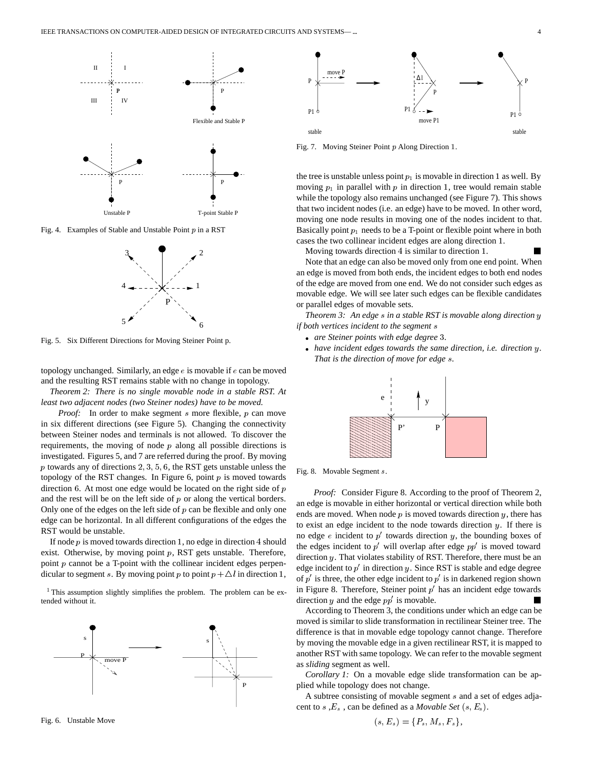Fig. 4. Examples of Stable and Unstable Point $p$ in a RST

Fig. 5. Six Different Directions for Moving Steiner Point p.

topology unchanged. Similarly, an edge $e$ is movable if $e$ can be moved and the resulting RST remains stable with no change in topology.

*Theorem 2: There is no single movable node in a stable RST. At least two adjacent nodes (two Steiner nodes) have to be moved.*

*Proof:* In order to make segment $s$ more flexible, $p$ can move in six different directions (see Figure 5). Changing the connectivity between Steiner nodes and terminals is not allowed. To discover the requirements, the moving of node $p$ along all possible directions is investigated. Figures 5, and 7 are referred during the proof. By moving $p$ towards any of directions $2, 3, 5, 6$, the RST gets unstable unless the topology of the RST changes. In Figure 6, point $p$ is moved towards direction 6. At most one edge would be located on the right side of $p$ and the rest will be on the left side of $p$ or along the vertical borders. Only one of the edges on the left side of $p$ can be flexible and only one edge can be horizontal. In all different configurations of the edges the RST would be unstable.

If node $p$ is moved towards direction 1, no edge in direction 4 should exist. Otherwise, by moving point $p$, RST gets unstable. Therefore, point $p$ cannot be a T-point with the collinear incident edges perpendicular to segment $s$. By moving point $p$ to point $p+\triangle l$ in direction 1,

[1] This assumption slightly simplifies the problem. The problem can be extended without it.

Fig. 6. Unstable Move

Fig. 7. Moving Steiner Point $p$ Along Direction 1.

the tree is unstable unless point $p_1$ is movable in direction 1 as well. By moving $p_1$ in parallel with $p$ in direction 1, tree would remain stable while the topology also remains unchanged (see Figure 7). This shows that two incident nodes (i.e. an edge) have to be moved. In other word, moving one node results in moving one of the nodes incident to that. Basically point $p_1$ needs to be a T-point or flexible point where in both cases the two collinear incident edges are along direction 1.

Moving towards direction 4 is similar to direction 1. ■

Note that an edge can also be moved only from one end point. When an edge is moved from both ends, the incident edges to both end nodes of the edge are moved from one end. We do not consider such edges as movable edge. We will see later such edges can be flexible candidates or parallel edges of movable sets.

*Theorem 3: An edge $s$ in a stable RST is movable along direction $y$ if both vertices incident to the segment $s$*

- *are Steiner points with edge degree 3.*
- *have incident edges towards the same direction, i.e. direction $y$. That is the direction of move for edge $s$.*

Fig. 8. Movable Segment $s$.

*Proof:* Consider Figure 8. According to the proof of Theorem 2, an edge is movable in either horizontal or vertical direction while both ends are moved. When node $p$ is moved towards direction $y$, there has to exist an edge incident to the node towards direction $y$. If there is no edge $e$ incident to $p'$ towards direction $y$, the bounding boxes of the edges incident to $p'$ will overlap after edge $pp'$ is moved toward direction $y$. That violates stability of RST. Therefore, there must be an edge incident to $p'$ in direction $y$. Since RST is stable and edge degree of $p'$ is three, the other edge incident to $p'$ is in darkened region shown in Figure 8. Therefore, Steiner point $p'$ has an incident edge towards direction $y$ and the edge $pp'$ is movable. ■

According to Theorem 3, the conditions under which an edge can be moved is similar to slide transformation in rectilinear Steiner tree. The difference is that in movable edge topology cannot change. Therefore by moving the movable edge in a given rectilinear RST, it is mapped to another RST with same topology. We can refer to the movable segment as *sliding* segment as well.

*Corollary 1:* On a movable edge slide transformation can be applied while topology does not change.

A subtree consisting of movable segment $s$ and a set of edges adjacent to $s$ ,$E_s$ , can be defined as a *Movable Set* $(s, E_s)$.

$$(s, E_s) = \{P_s, M_s, F_s\},$$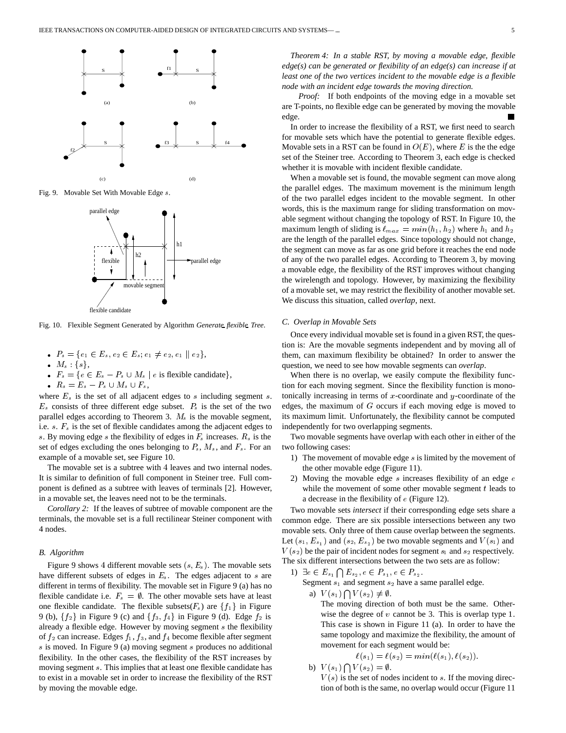Fig. 9. Movable Set With Movable Edge $s$.

Fig. 10. Flexible Segment Generated by Algorithm *Generate_flexible_Tree*.

- $P_s = \{e_1 \in E_s, e_2 \in E_s; e_1 \neq e_2, e_1 \parallel e_2\}$,
- $M_s : \{s\}$,
- $F_s = \{e \in E_s - P_s \cup M_s \mid e \text{ is flexible candidate}\}$,
- $R_s = E_s - P_s \cup M_s \cup F_s$,

where $E_s$ is the set of all adjacent edges to $s$ including segment $s$. $E_s$ consists of three different edge subset. $P_s$ is the set of the two parallel edges according to Theorem 3. $M_s$ is the movable segment, i.e. $s$. $F_s$ is the set of flexible candidates among the adjacent edges to $s$. By moving edge $s$ the flexibility of edges in $F_s$ increases. $R_s$ is the set of edges excluding the ones belonging to $P_s$, $M_s$, and $F_s$. For an example of a movable set, see Figure 10.

The movable set is a subtree with 4 leaves and two internal nodes. It is similar to definition of full component in Steiner tree. Full component is defined as a subtree with leaves of terminals [2]. However, in a movable set, the leaves need not to be the terminals.

*Corollary 2:* If the leaves of subtree of movable component are the terminals, the movable set is a full rectilinear Steiner component with 4 nodes.

### B. Algorithm

Figure 9 shows 4 different movable sets $(s, E_s)$. The movable sets have different subsets of edges in $E_s$. The edges adjacent to $s$ are different in terms of flexibility. The movable set in Figure 9 (a) has no flexible candidate i.e. $F_s = \emptyset$. The other movable sets have at least one flexible candidate. The flexible subsets($F_s$) are $\{f_1\}$ in Figure 9 (b), $\{f_2\}$ in Figure 9 (c) and $\{f_3, f_4\}$ in Figure 9 (d). Edge $f_2$ is already a flexible edge. However by moving segment $s$ the flexibility of $f_2$ can increase. Edges $f_1$, $f_3$, and $f_4$ become flexible after segment $s$ is moved. In Figure 9 (a) moving segment $s$ produces no additional flexibility. In the other cases, the flexibility of the RST increases by moving segment $s$. This implies that at least one flexible candidate has to exist in a movable set in order to increase the flexibility of the RST by moving the movable edge.

*Theorem 4: In a stable RST, by moving a movable edge, flexible edge(s) can be generated or flexibility of an edge(s) can increase if at least one of the two vertices incident to the movable edge is a flexible node with an incident edge towards the moving direction.*

*Proof:* If both endpoints of the moving edge in a movable set are T-points, no flexible edge can be generated by moving the movable edge. ∎

In order to increase the flexibility of a RST, we first need to search for movable sets which have the potential to generate flexible edges. Movable sets in a RST can be found in $O(E)$, where $E$ is the the edge set of the Steiner tree. According to Theorem 3, each edge is checked whether it is movable with incident flexible candidate.

When a movable set is found, the movable segment can move along the parallel edges. The maximum movement is the minimum length of the two parallel edges incident to the movable segment. In other words, this is the maximum range for sliding transformation on movable segment without changing the topology of RST. In Figure 10, the maximum length of sliding is $\ell_{max} = min(h_1, h_2)$ where $h_1$ and $h_2$ are the length of the parallel edges. Since topology should not change, the segment can move as far as one grid before it reaches the end node of any of the two parallel edges. According to Theorem 3, by moving a movable edge, the flexibility of the RST improves without changing the wirelength and topology. However, by maximizing the flexibility of a movable set, we may restrict the flexibility of another movable set. We discuss this situation, called *overlap*, next.

### C. Overlap in Movable Sets

Once every individual movable set is found in a given RST, the question is: Are the movable segments independent and by moving all of them, can maximum flexibility be obtained? In order to answer the question, we need to see how movable segments can *overlap*.

When there is no overlap, we easily compute the flexibility function for each moving segment. Since the flexibility function is monotonically increasing in terms of $x$-coordinate and $y$-coordinate of the edges, the maximum of $G$ occurs if each moving edge is moved to its maximum limit. Unfortunately, the flexibility cannot be computed independently for two overlapping segments.

Two movable segments have overlap with each other in either of the two following cases:

1) The movement of movable edge $s$ is limited by the movement of the other movable edge (Figure 11).
2) Moving the movable edge $s$ increases flexibility of an edge $e$ while the movement of some other movable segment $t$ leads to a decrease in the flexibility of $e$ (Figure 12).

Two movable sets *intersect* if their corresponding edge sets share a common edge. There are six possible intersections between any two movable sets. Only three of them cause overlap between the segments. Let $(s_1, E_{s_1})$ and $(s_2, E_{s_2})$ be two movable segments and $V(s_1)$ and $V(s_2)$ be the pair of incident nodes for segment $s_1$ and $s_2$ respectively. The six different intersections between the two sets are as follow:

1) $\exists e \in E_{s_1} \bigcap E_{s_2}, e \in P_{s_1}, e \in P_{s_2}$.
   Segment $s_1$ and segment $s_2$ have a same parallel edge.
   a) $V(s_1) \bigcap V(s_2) \neq \emptyset$.
      The moving direction of both must be the same. Otherwise the degree of $v$ cannot be 3. This is overlap type 1. This case is shown in Figure 11 (a). In order to have the same topology and maximize the flexibility, the amount of movement for each segment would be:
      $$\ell(s_1) = \ell(s_2) = min(\ell(s_1), \ell(s_2)).$$
   b) $V(s_1) \bigcap V(s_2) = \emptyset$.
      $V(s)$ is the set of nodes incident to $s$. If the moving direction of both is the same, no overlap would occur (Figure 11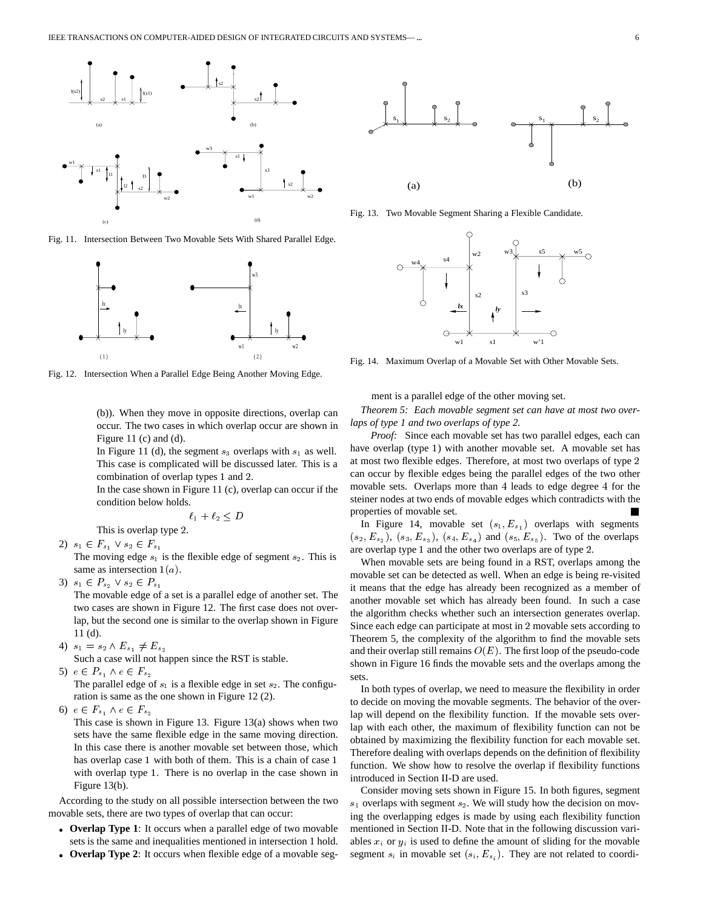Fig. 11. Intersection Between Two Movable Sets With Shared Parallel Edge.

Fig. 12. Intersection When a Parallel Edge Being Another Moving Edge.

(b)). When they move in opposite directions, overlap can occur. The two cases in which overlap occur are shown in Figure 11 (c) and (d).

In Figure 11 (d), the segment $s_3$ overlaps with $s_1$ as well. This case is complicated will be discussed later. This is a combination of overlap types 1 and 2.

In the case shown in Figure 11 (c), overlap can occur if the condition below holds.

$$\ell_1 + \ell_2 \leq D$$

This is overlap type 2.

2) $s_1 \in F_{s_1} \vee s_2 \in F_{s_1}$
   The moving edge $s_1$ is the flexible edge of segment $s_2$. This is same as intersection $1(a)$.
3) $s_1 \in P_{s_2} \vee s_2 \in P_{s_1}$
   The movable edge of a set is a parallel edge of another set. The two cases are shown in Figure 12. The first case does not overlap, but the second one is similar to the overlap shown in Figure 11 (d).
4) $s_1 = s_2 \wedge E_{s_1} \neq E_{s_2}$
   Such a case will not happen since the RST is stable.
5) $e \in P_{s_1} \wedge e \in F_{s_2}$
   The parallel edge of $s_1$ is a flexible edge in set $s_2$. The configuration is same as the one shown in Figure 12 (2).
6) $e \in F_{s_1} \wedge e \in F_{s_2}$
   This case is shown in Figure 13. Figure 13(a) shows when two sets have the same flexible edge in the same moving direction. In this case there is another movable set between those, which has overlap case 1 with both of them. This is a chain of case 1 with overlap type 1. There is no overlap in the case shown in Figure 13(b).

According to the study on all possible intersection between the two movable sets, there are two types of overlap that can occur:

- **Overlap Type 1**: It occurs when a parallel edge of two movable sets is the same and inequalities mentioned in intersection 1 hold.
- **Overlap Type 2**: It occurs when flexible edge of a movable segment is a parallel edge of the other moving set.

Fig. 13. Two Movable Segment Sharing a Flexible Candidate.

Fig. 14. Maximum Overlap of a Movable Set with Other Movable Sets.

*Theorem 5: Each movable segment set can have at most two overlaps of type 1 and two overlaps of type 2.*

*Proof:* Since each movable set has two parallel edges, each can have overlap (type 1) with another movable set. A movable set has at most two flexible edges. Therefore, at most two overlaps of type 2 can occur by flexible edges being the parallel edges of the two other movable sets. Overlaps more than 4 leads to edge degree 4 for the steiner nodes at two ends of movable edges which contradicts with the properties of movable set. ■

In Figure 14, movable set $(s_1, E_{s_1})$ overlaps with segments $(s_2, E_{s_2})$, $(s_3, E_{s_3})$, $(s_4, E_{s_4})$ and $(s_5, E_{s_5})$. Two of the overlaps are overlap type 1 and the other two overlaps are of type 2.

When movable sets are being found in a RST, overlaps among the movable set can be detected as well. When an edge is being re-visited it means that the edge has already been recognized as a member of another movable set which has already been found. In such a case the algorithm checks whether such an intersection generates overlap. Since each edge can participate at most in 2 movable sets according to Theorem 5, the complexity of the algorithm to find the movable sets and their overlap still remains $O(E)$. The first loop of the pseudo-code shown in Figure 16 finds the movable sets and the overlaps among the sets.

In both types of overlap, we need to measure the flexibility in order to decide on moving the movable segments. The behavior of the overlap will depend on the flexibility function. If the movable sets overlap with each other, the maximum of flexibility function can not be obtained by maximizing the flexibility function for each movable set. Therefore dealing with overlaps depends on the definition of flexibility function. We show how to resolve the overlap if flexibility functions introduced in Section II-D are used.

Consider moving sets shown in Figure 15. In both figures, segment $s_1$ overlaps with segment $s_2$. We will study how the decision on moving the overlapping edges is made by using each flexibility function mentioned in Section II-D. Note that in the following discussion variables $x_i$ or $y_i$ is used to define the amount of sliding for the movable segment $s_i$ in movable set $(s_i, E_{s_i})$. They are not related to coordi-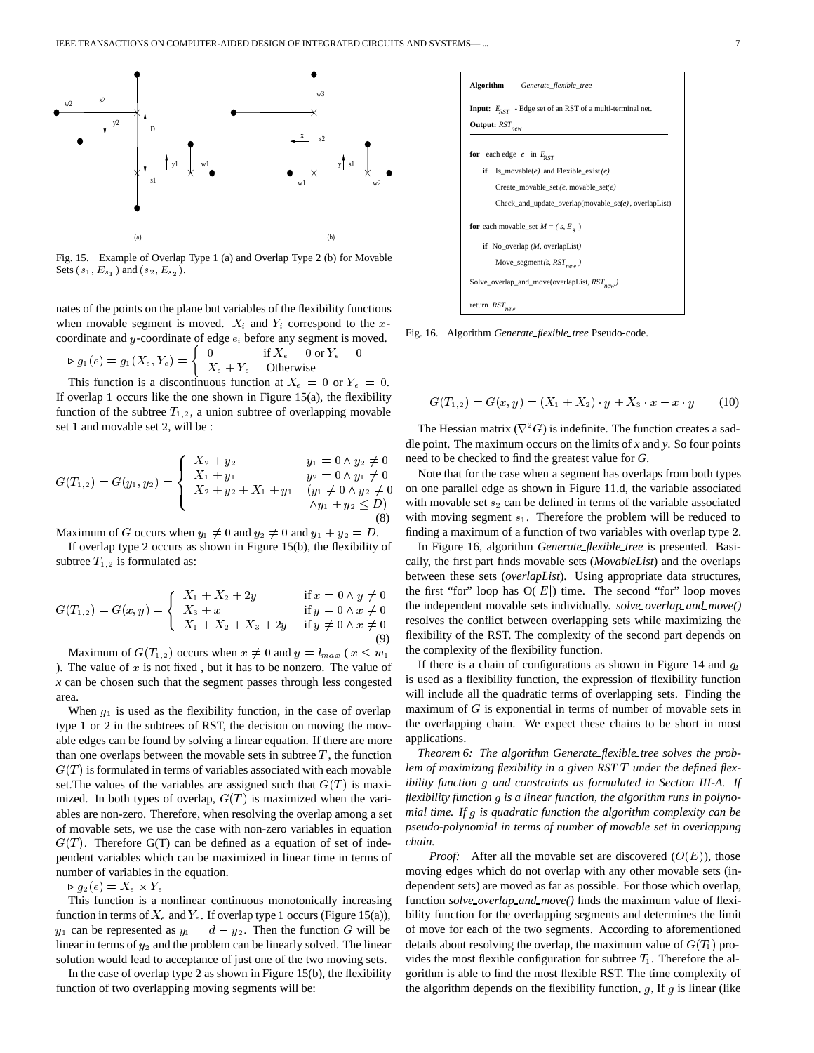Fig. 15. Example of Overlap Type 1 (a) and Overlap Type 2 (b) for Movable Sets $(s_1, E_{s_1})$ and $(s_2, E_{s_2})$.

nates of the points on the plane but variables of the flexibility functions when movable segment is moved. $X_i$ and $Y_i$ correspond to the $x$-coordinate and $y$-coordinate of edge $e_i$ before any segment is moved.

$\triangleright$ $g_1(e) = g_1(X_e, Y_e) = \begin{cases} 0 & \text{if } X_e = 0 \text{ or } Y_e = 0 \\ X_e + Y_e & \text{Otherwise} \end{cases}$

This function is a discontinuous function at $X_e = 0$ or $Y_e = 0$. If overlap 1 occurs like the one shown in Figure 15(a), the flexibility function of the subtree $T_{1,2}$, a union subtree of overlapping movable set 1 and movable set 2, will be :

$$G(T_{1,2}) = G(y_1, y_2) = \begin{cases} X_2 + y_2 & y_1 = 0 \wedge y_2 \neq 0 \\ X_1 + y_1 & y_2 = 0 \wedge y_1 \neq 0 \\ X_2 + y_2 + X_1 + y_1 & (y_1 \neq 0 \wedge y_2 \neq 0 \\ & \wedge y_1 + y_2 \leq D) \end{cases} \tag{8}$$

Maximum of $G$ occurs when $y_1 \neq 0$ and $y_2 \neq 0$ and $y_1 + y_2 = D$.

If overlap type 2 occurs as shown in Figure 15(b), the flexibility of subtree $T_{1,2}$ is formulated as:

$$G(T_{1,2}) = G(x, y) = \begin{cases} X_1 + X_2 + 2y & \text{if } x = 0 \wedge y \neq 0 \\ X_3 + x & \text{if } y = 0 \wedge x \neq 0 \\ X_1 + X_2 + X_3 + 2y & \text{if } y \neq 0 \wedge x \neq 0 \end{cases} \tag{9}$$

Maximum of $G(T_{1,2})$ occurs when $x \neq 0$ and $y = l_{max}$ ( $x \leq w_1$ ). The value of $x$ is not fixed , but it has to be nonzero. The value of *x* can be chosen such that the segment passes through less congested area.

When $g_1$ is used as the flexibility function, in the case of overlap type 1 or 2 in the subtrees of RST, the decision on moving the movable edges can be found by solving a linear equation. If there are more than one overlaps between the movable sets in subtree $T$, the function $G(T)$ is formulated in terms of variables associated with each movable set.The values of the variables are assigned such that $G(T)$ is maximized. In both types of overlap, $G(T)$ is maximized when the variables are non-zero. Therefore, when resolving the overlap among a set of movable sets, we use the case with non-zero variables in equation $G(T)$. Therefore G(T) can be defined as a equation of set of independent variables which can be maximized in linear time in terms of number of variables in the equation.

$\triangleright$ $g_2(e) = X_e \times Y_e$

This function is a nonlinear continuous monotonically increasing function in terms of $X_e$ and $Y_e$. If overlap type 1 occurs (Figure 15(a)), $y_1$ can be represented as $y_1 = d - y_2$. Then the function $G$ will be linear in terms of $y_2$ and the problem can be linearly solved. The linear solution would lead to acceptance of just one of the two moving sets.

In the case of overlap type 2 as shown in Figure 15(b), the flexibility function of two overlapping moving segments will be:

```
Algorithm    Generate_flexible_tree
Input: E_RST - Edge set of an RST of a multi-terminal net.
Output: RST_new

for each edge e in E_RST
    if Is_movable(e) and Flexible_exist(e)
        Create_movable_set(e, movable_set(e)
        Check_and_update_overlap(movable_set(e), overlapList)

for each movable_set M = ( s, E_s )
    if No_overlap (M, overlapList)
        Move_segment(s, RST_new )
Solve_overlap_and_move(overlapList, RST_new)

return RST_new
```

Fig. 16. Algorithm *Generate_flexible_tree* Pseudo-code.

$$G(T_{1,2}) = G(x, y) = (X_1 + X_2) \cdot y + X_3 \cdot x - x \cdot y \tag{10}$$

The Hessian matrix ($\nabla^2 G$) is indefinite. The function creates a saddle point. The maximum occurs on the limits of *x* and *y*. So four points need to be checked to find the greatest value for *G*.

Note that for the case when a segment has overlaps from both types on one parallel edge as shown in Figure 11.d, the variable associated with movable set $s_2$ can be defined in terms of the variable associated with moving segment $s_1$. Therefore the problem will be reduced to finding a maximum of a function of two variables with overlap type 2.

In Figure 16, algorithm *Generate_flexible_tree* is presented. Basically, the first part finds movable sets (*MovableList*) and the overlaps between these sets (*overlapList*). Using appropriate data structures, the first "for" loop has O($|E|$) time. The second "for" loop moves the independent movable sets individually. *solve_overlap_and_move()* resolves the conflict between overlapping sets while maximizing the flexibility of the RST. The complexity of the second part depends on the complexity of the flexibility function.

If there is a chain of configurations as shown in Figure 14 and $g_2$ is used as a flexibility function, the expression of flexibility function will include all the quadratic terms of overlapping sets. Finding the maximum of $G$ is exponential in terms of number of movable sets in the overlapping chain. We expect these chains to be short in most applications.

*Theorem 6: The algorithm Generate_flexible_tree solves the problem of maximizing flexibility in a given RST $T$ under the defined flexibility function $g$ and constraints as formulated in Section III-A. If flexibility function $g$ is a linear function, the algorithm runs in polynomial time. If $g$ is quadratic function the algorithm complexity can be pseudo-polynomial in terms of number of movable set in overlapping chain.*

*Proof:* After all the movable set are discovered ($O(E)$), those moving edges which do not overlap with any other movable sets (independent sets) are moved as far as possible. For those which overlap, function *solve_overlap_and_move()* finds the maximum value of flexibility function for the overlapping segments and determines the limit of move for each of the two segments. According to aforementioned details about resolving the overlap, the maximum value of $G(T_i)$ provides the most flexible configuration for subtree $T_i$. Therefore the algorithm is able to find the most flexible RST. The time complexity of the algorithm depends on the flexibility function, $g$, If $g$ is linear (like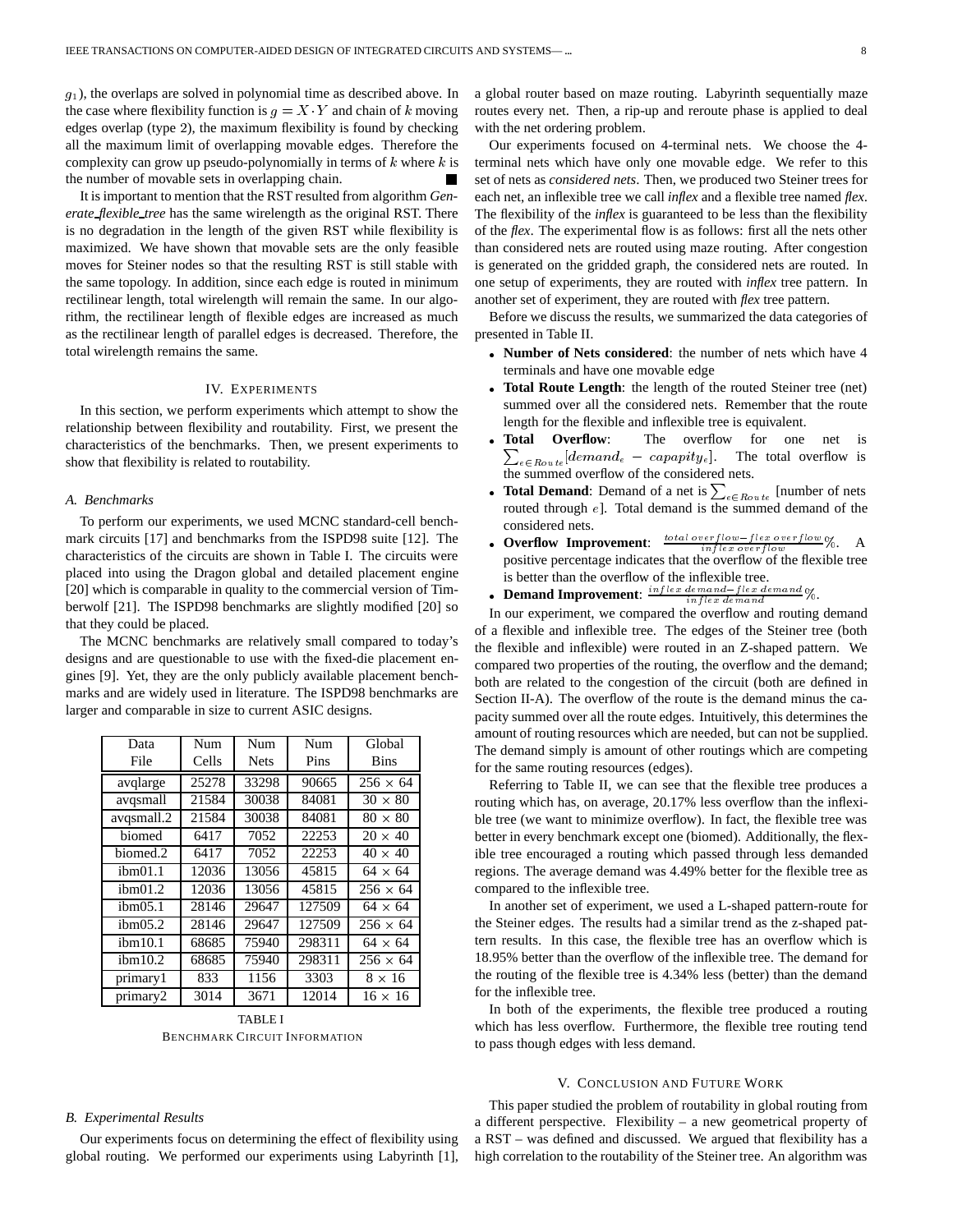$g_1$), the overlaps are solved in polynomial time as described above. In the case where flexibility function is $g = X \cdot Y$ and chain of $k$ moving edges overlap (type 2), the maximum flexibility is found by checking all the maximum limit of overlapping movable edges. Therefore the complexity can grow up pseudo-polynomially in terms of $k$ where $k$ is the number of movable sets in overlapping chain. ■

It is important to mention that the RST resulted from algorithm *Generate_flexible_tree* has the same wirelength as the original RST. There is no degradation in the length of the given RST while flexibility is maximized. We have shown that movable sets are the only feasible moves for Steiner nodes so that the resulting RST is still stable with the same topology. In addition, since each edge is routed in minimum rectilinear length, total wirelength will remain the same. In our algorithm, the rectilinear length of flexible edges are increased as much as the rectilinear length of parallel edges is decreased. Therefore, the total wirelength remains the same.

## IV. Experiments

In this section, we perform experiments which attempt to show the relationship between flexibility and routability. First, we present the characteristics of the benchmarks. Then, we present experiments to show that flexibility is related to routability.

### A. Benchmarks

To perform our experiments, we used MCNC standard-cell benchmark circuits [17] and benchmarks from the ISPD98 suite [12]. The characteristics of the circuits are shown in Table I. The circuits were placed into using the Dragon global and detailed placement engine [20] which is comparable in quality to the commercial version of Timberwolf [21]. The ISPD98 benchmarks are slightly modified [20] so that they could be placed.

The MCNC benchmarks are relatively small compared to today's designs and are questionable to use with the fixed-die placement engines [9]. Yet, they are the only publicly available placement benchmarks and are widely used in literature. The ISPD98 benchmarks are larger and comparable in size to current ASIC designs.

| Data File | Num Cells | Num Nets | Num Pins | Global Bins |
|---|---|---|---|---|
| avqlarge | 25278 | 33298 | 90665 | $256 \times 64$ |
| avqsmall | 21584 | 30038 | 84081 | $30 \times 80$ |
| avqsmall.2 | 21584 | 30038 | 84081 | $80 \times 80$ |
| biomed | 6417 | 7052 | 22253 | $20 \times 40$ |
| biomed.2 | 6417 | 7052 | 22253 | $40 \times 40$ |
| ibm01.1 | 12036 | 13056 | 45815 | $64 \times 64$ |
| ibm01.2 | 12036 | 13056 | 45815 | $256 \times 64$ |
| ibm05.1 | 28146 | 29647 | 127509 | $64 \times 64$ |
| ibm05.2 | 28146 | 29647 | 127509 | $256 \times 64$ |
| ibm10.1 | 68685 | 75940 | 298311 | $64 \times 64$ |
| ibm10.2 | 68685 | 75940 | 298311 | $256 \times 64$ |
| primary1 | 833 | 1156 | 3303 | $8 \times 16$ |
| primary2 | 3014 | 3671 | 12014 | $16 \times 16$ |

TABLE I
Benchmark Circuit Information

### B. Experimental Results

Our experiments focus on determining the effect of flexibility using global routing. We performed our experiments using Labyrinth [1], a global router based on maze routing. Labyrinth sequentially maze routes every net. Then, a rip-up and reroute phase is applied to deal with the net ordering problem.

Our experiments focused on 4-terminal nets. We choose the 4-terminal nets which have only one movable edge. We refer to this set of nets as *considered nets*. Then, we produced two Steiner trees for each net, an inflexible tree we call *inflex* and a flexible tree named *flex*. The flexibility of the *inflex* is guaranteed to be less than the flexibility of the *flex*. The experimental flow is as follows: first all the nets other than considered nets are routed using maze routing. After congestion is generated on the gridded graph, the considered nets are routed. In one setup of experiments, they are routed with *inflex* tree pattern. In another set of experiment, they are routed with *flex* tree pattern.

Before we discuss the results, we summarized the data categories of presented in Table II.

- **Number of Nets considered**: the number of nets which have 4 terminals and have one movable edge
- **Total Route Length**: the length of the routed Steiner tree (net) summed over all the considered nets. Remember that the route length for the flexible and inflexible tree is equivalent.
- **Total Overflow**: The overflow for one net is $\sum_{e \in Route}[demand_e - capapity_e]$. The total overflow is the summed overflow of the considered nets.
- **Total Demand**: Demand of a net is $\sum_{e \in Route}$ [number of nets routed through $e$]. Total demand is the summed demand of the considered nets.
- **Overflow Improvement**: $\frac{total\ overflow - flex\ overflow}{inflex\ overflow}\%$. A positive percentage indicates that the overflow of the flexible tree is better than the overflow of the inflexible tree.
- **Demand Improvement**: $\frac{inflex\ demand - flex\ demand}{inflex\ demand}\%$.

In our experiment, we compared the overflow and routing demand of a flexible and inflexible tree. The edges of the Steiner tree (both the flexible and inflexible) were routed in an Z-shaped pattern. We compared two properties of the routing, the overflow and the demand; both are related to the congestion of the circuit (both are defined in Section II-A). The overflow of the route is the demand minus the capacity summed over all the route edges. Intuitively, this determines the amount of routing resources which are needed, but can not be supplied. The demand simply is amount of other routings which are competing for the same routing resources (edges).

Referring to Table II, we can see that the flexible tree produces a routing which has, on average, 20.17% less overflow than the inflexible tree (we want to minimize overflow). In fact, the flexible tree was better in every benchmark except one (biomed). Additionally, the flexible tree encouraged a routing which passed through less demanded regions. The average demand was 4.49% better for the flexible tree as compared to the inflexible tree.

In another set of experiment, we used a L-shaped pattern-route for the Steiner edges. The results had a similar trend as the z-shaped pattern results. In this case, the flexible tree has an overflow which is 18.95% better than the overflow of the inflexible tree. The demand for the routing of the flexible tree is 4.34% less (better) than the demand for the inflexible tree.

In both of the experiments, the flexible tree produced a routing which has less overflow. Furthermore, the flexible tree routing tend to pass though edges with less demand.

## V. Conclusion and Future Work

This paper studied the problem of routability in global routing from a different perspective. Flexibility – a new geometrical property of a RST – was defined and discussed. We argued that flexibility has a high correlation to the routability of the Steiner tree. An algorithm was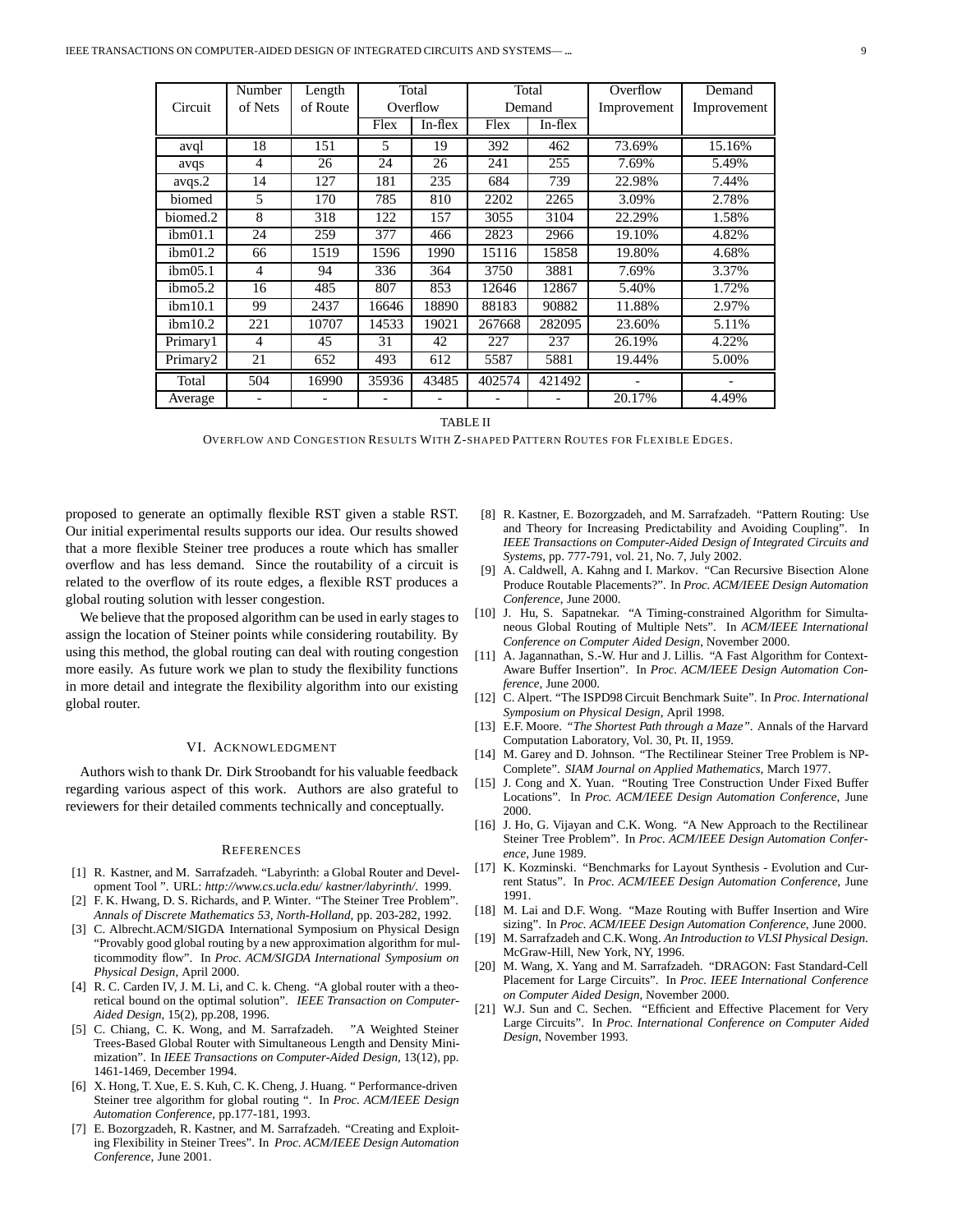| Circuit | Number of Nets | Length of Route | Total Overflow | | Total Demand | | Overflow Improvement | Demand Improvement |
|---|---|---|---|---|---|---|---|---|
| | | | Flex | In-flex | Flex | In-flex | | |
| avql | 18 | 151 | 5 | 19 | 392 | 462 | 73.69% | 15.16% |
| avqs | 4 | 26 | 24 | 26 | 241 | 255 | 7.69% | 5.49% |
| avqs.2 | 14 | 127 | 181 | 235 | 684 | 739 | 22.98% | 7.44% |
| biomed | 5 | 170 | 785 | 810 | 2202 | 2265 | 3.09% | 2.78% |
| biomed.2 | 8 | 318 | 122 | 157 | 3055 | 3104 | 22.29% | 1.58% |
| ibm01.1 | 24 | 259 | 377 | 466 | 2823 | 2966 | 19.10% | 4.82% |
| ibm01.2 | 66 | 1519 | 1596 | 1990 | 15116 | 15858 | 19.80% | 4.68% |
| ibm05.1 | 4 | 94 | 336 | 364 | 3750 | 3881 | 7.69% | 3.37% |
| ibmo5.2 | 16 | 485 | 807 | 853 | 12646 | 12867 | 5.40% | 1.72% |
| ibm10.1 | 99 | 2437 | 16646 | 18890 | 88183 | 90882 | 11.88% | 2.97% |
| ibm10.2 | 221 | 10707 | 14533 | 19021 | 267668 | 282095 | 23.60% | 5.11% |
| Primary1 | 4 | 45 | 31 | 42 | 227 | 237 | 26.19% | 4.22% |
| Primary2 | 21 | 652 | 493 | 612 | 5587 | 5881 | 19.44% | 5.00% |
| Total | 504 | 16990 | 35936 | 43485 | 402574 | 421492 | - | - |
| Average | - | - | - | - | - | - | 20.17% | 4.49% |

TABLE II

OVERFLOW AND CONGESTION RESULTS WITH Z-SHAPED PATTERN ROUTES FOR FLEXIBLE EDGES.

proposed to generate an optimally flexible RST given a stable RST. Our initial experimental results supports our idea. Our results showed that a more flexible Steiner tree produces a route which has smaller overflow and has less demand. Since the routability of a circuit is related to the overflow of its route edges, a flexible RST produces a global routing solution with lesser congestion.

We believe that the proposed algorithm can be used in early stages to assign the location of Steiner points while considering routability. By using this method, the global routing can deal with routing congestion more easily. As future work we plan to study the flexibility functions in more detail and integrate the flexibility algorithm into our existing global router.

## VI. ACKNOWLEDGMENT

Authors wish to thank Dr. Dirk Stroobandt for his valuable feedback regarding various aspect of this work. Authors are also grateful to reviewers for their detailed comments technically and conceptually.

## REFERENCES

[1] R. Kastner, and M. Sarrafzadeh. "Labyrinth: a Global Router and Development Tool ". URL: *http://www.cs.ucla.edu/ kastner/labyrinth/*. 1999.

[2] F. K. Hwang, D. S. Richards, and P. Winter. "The Steiner Tree Problem". *Annals of Discrete Mathematics 53, North-Holland*, pp. 203-282, 1992.

[3] C. Albrecht.ACM/SIGDA International Symposium on Physical Design "Provably good global routing by a new approximation algorithm for multicommodity flow". In *Proc. ACM/SIGDA International Symposium on Physical Design*, April 2000.

[4] R. C. Carden IV, J. M. Li, and C. k. Cheng. "A global router with a theoretical bound on the optimal solution". *IEEE Transaction on Computer-Aided Design*, 15(2), pp.208, 1996.

[5] C. Chiang, C. K. Wong, and M. Sarrafzadeh. "A Weighted Steiner Trees-Based Global Router with Simultaneous Length and Density Minimization". In *IEEE Transactions on Computer-Aided Design*, 13(12), pp. 1461-1469, December 1994.

[6] X. Hong, T. Xue, E. S. Kuh, C. K. Cheng, J. Huang. " Performance-driven Steiner tree algorithm for global routing ". In *Proc. ACM/IEEE Design Automation Conference*, pp.177-181, 1993.

[7] E. Bozorgzadeh, R. Kastner, and M. Sarrafzadeh. "Creating and Exploiting Flexibility in Steiner Trees". In *Proc. ACM/IEEE Design Automation Conference*, June 2001.

[8] R. Kastner, E. Bozorgzadeh, and M. Sarrafzadeh. "Pattern Routing: Use and Theory for Increasing Predictability and Avoiding Coupling". In *IEEE Transactions on Computer-Aided Design of Integrated Circuits and Systems*, pp. 777-791, vol. 21, No. 7, July 2002.

[9] A. Caldwell, A. Kahng and I. Markov. "Can Recursive Bisection Alone Produce Routable Placements?". In *Proc. ACM/IEEE Design Automation Conference*, June 2000.

[10] J. Hu, S. Sapatnekar. "A Timing-constrained Algorithm for Simultaneous Global Routing of Multiple Nets". In *ACM/IEEE International Conference on Computer Aided Design*, November 2000.

[11] A. Jagannathan, S.-W. Hur and J. Lillis. "A Fast Algorithm for Context-Aware Buffer Insertion". In *Proc. ACM/IEEE Design Automation Conference*, June 2000.

[12] C. Alpert. "The ISPD98 Circuit Benchmark Suite". In *Proc. International Symposium on Physical Design*, April 1998.

[13] E.F. Moore. *"The Shortest Path through a Maze"*. Annals of the Harvard Computation Laboratory, Vol. 30, Pt. II, 1959.

[14] M. Garey and D. Johnson. "The Rectilinear Steiner Tree Problem is NP-Complete". *SIAM Journal on Applied Mathematics*, March 1977.

[15] J. Cong and X. Yuan. "Routing Tree Construction Under Fixed Buffer Locations". In *Proc. ACM/IEEE Design Automation Conference*, June 2000.

[16] J. Ho, G. Vijayan and C.K. Wong. "A New Approach to the Rectilinear Steiner Tree Problem". In *Proc. ACM/IEEE Design Automation Conference*, June 1989.

[17] K. Kozminski. "Benchmarks for Layout Synthesis - Evolution and Current Status". In *Proc. ACM/IEEE Design Automation Conference*, June 1991.

[18] M. Lai and D.F. Wong. "Maze Routing with Buffer Insertion and Wire sizing". In *Proc. ACM/IEEE Design Automation Conference*, June 2000.

[19] M. Sarrafzadeh and C.K. Wong. *An Introduction to VLSI Physical Design*. McGraw-Hill, New York, NY, 1996.

[20] M. Wang, X. Yang and M. Sarrafzadeh. "DRAGON: Fast Standard-Cell Placement for Large Circuits". In *Proc. IEEE International Conference on Computer Aided Design*, November 2000.

[21] W.J. Sun and C. Sechen. "Efficient and Effective Placement for Very Large Circuits". In *Proc. International Conference on Computer Aided Design*, November 1993.